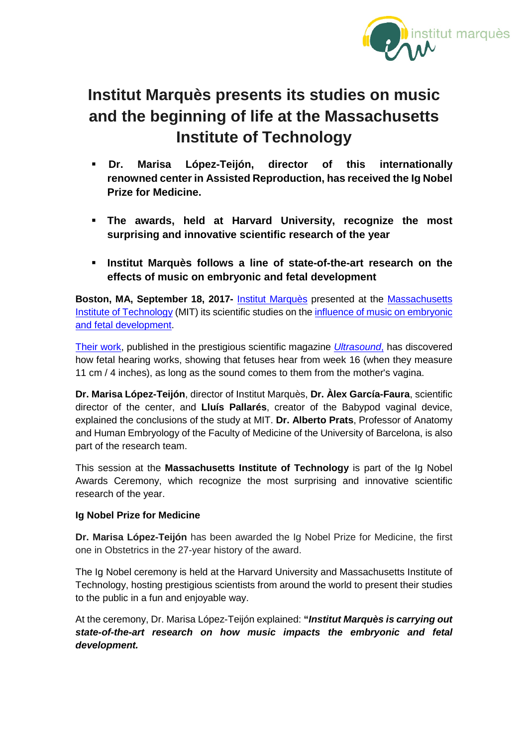# Institut Marquès presents its studies on music and the beginning of life at the Massachusetts Institute of Technology

- **Dr. Marisa López-Teijón, director of this internationally renowned center in Assisted Reproduction, has received the Ig Nobel Prize for Medicine.**
- **The awards, held at Harvard University, recognize the most surprising and innovative scientific research of the year**
- **Institut Marquès follows a line of state-of-the-art research on the effects of music on embryonic and fetal development**

**Boston, MA, September 18, 2017-** Institut Marquès presented at the Massachusetts Institute of Technology (MIT) its scientific studies on the influence of music on embryonic and fetal development.

Their work, published in the prestigious scientific magazine *Ultrasound,* has discovered how fetal hearing works, showing that fetuses hear from week 16 (when they measure 11 cm / 4 inches), as long as the sound comes to them from the mother's vagina.

**Dr. Marisa López-Teijón**, director of Institut Marquès, **Dr. Àlex García-Faura**, scientific director of the center, and **Lluís Pallarés**, creator of the Babypod vaginal device, explained the conclusions of the study at MIT. **Dr. Alberto Prats**, Professor of Anatomy and Human Embryology of the Faculty of Medicine of the University of Barcelona, is also part of the research team.

This session at the **Massachusetts Institute of Technology** is part of the Ig Nobel Awards Ceremony, which recognize the most surprising and innovative scientific research of the year.

### Ig Nobel Prize for Medicine

**Dr. Marisa López-Teijón** has been awarded the Ig Nobel Prize for Medicine, the first one in Obstetrics in the 27-year history of the award.

The Ig Nobel ceremony is held at the Harvard University and Massachusetts Institute of Technology, hosting prestigious scientists from around the world to present their studies to the public in a fun and enjoyable way.

At the ceremony, Dr. Marisa López-Teijón explained: **"*Institut Marquès is carrying out state-of-the-art research on how music impacts the embryonic and fetal development.***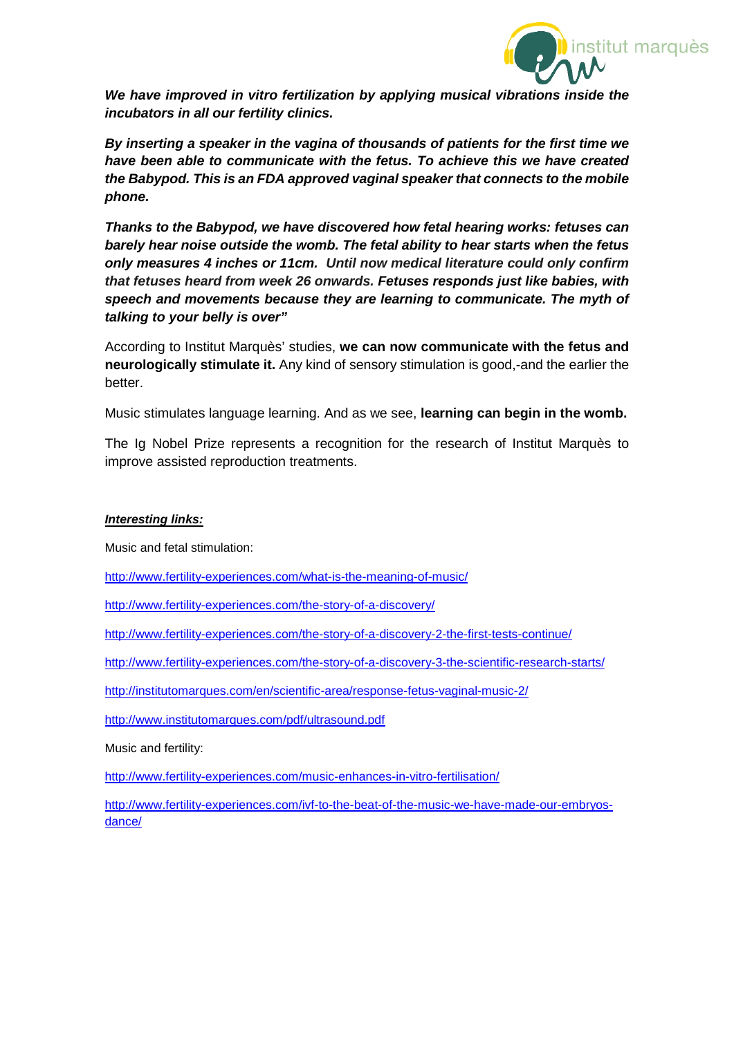***We have improved in vitro fertilization by applying musical vibrations inside the incubators in all our fertility clinics.***

***By inserting a speaker in the vagina of thousands of patients for the first time we have been able to communicate with the fetus. To achieve this we have created the Babypod. This is an FDA approved vaginal speaker that connects to the mobile phone.***

***Thanks to the Babypod, we have discovered how fetal hearing works: fetuses can barely hear noise outside the womb. The fetal ability to hear starts when the fetus only measures 4 inches or 11cm. Until now medical literature could only confirm that fetuses heard from week 26 onwards. Fetuses responds just like babies, with speech and movements because they are learning to communicate. The myth of talking to your belly is over"***

According to Institut Marquès' studies, **we can now communicate with the fetus and neurologically stimulate it.** Any kind of sensory stimulation is good,-and the earlier the better.

Music stimulates language learning. And as we see, **learning can begin in the womb.**

The Ig Nobel Prize represents a recognition for the research of Institut Marquès to improve assisted reproduction treatments.

***Interesting links:***

Music and fetal stimulation:

http://www.fertility-experiences.com/what-is-the-meaning-of-music/

http://www.fertility-experiences.com/the-story-of-a-discovery/

http://www.fertility-experiences.com/the-story-of-a-discovery-2-the-first-tests-continue/

http://www.fertility-experiences.com/the-story-of-a-discovery-3-the-scientific-research-starts/

http://institutomarques.com/en/scientific-area/response-fetus-vaginal-music-2/

http://www.institutomarques.com/pdf/ultrasound.pdf

Music and fertility:

http://www.fertility-experiences.com/music-enhances-in-vitro-fertilisation/

http://www.fertility-experiences.com/ivf-to-the-beat-of-the-music-we-have-made-our-embryos-dance/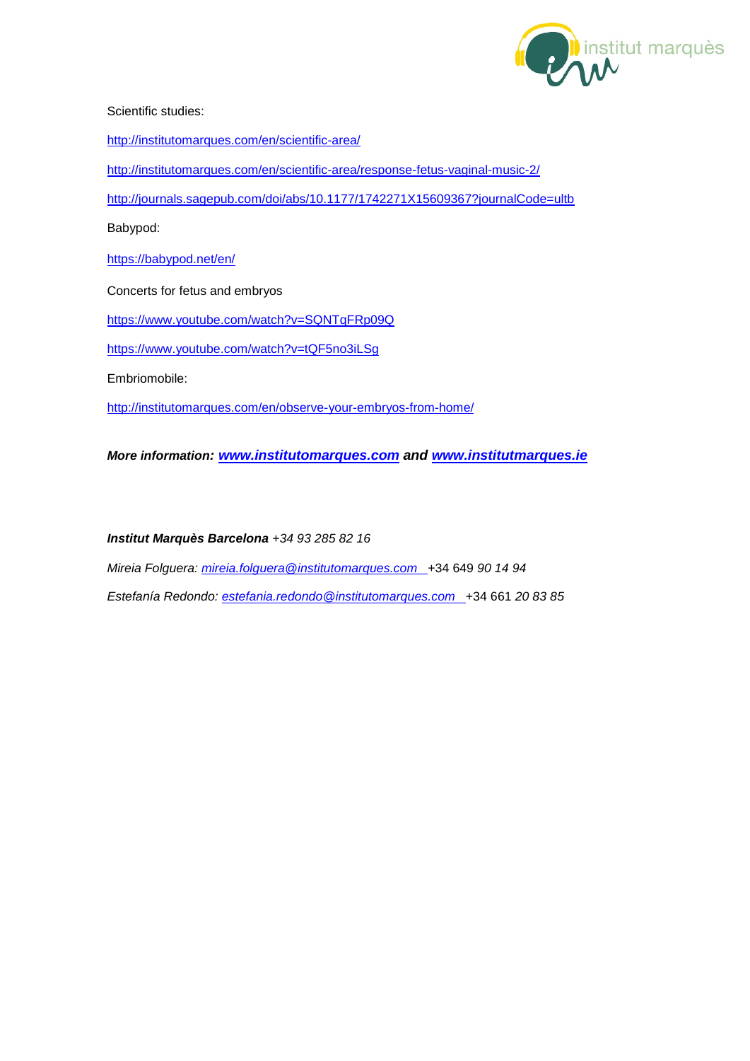Scientific studies:

http://institutomarques.com/en/scientific-area/

http://institutomarques.com/en/scientific-area/response-fetus-vaginal-music-2/

http://journals.sagepub.com/doi/abs/10.1177/1742271X15609367?journalCode=ultb

Babypod:

https://babypod.net/en/

Concerts for fetus and embryos

https://www.youtube.com/watch?v=SQNTqFRp09Q

https://www.youtube.com/watch?v=tQF5no3iLSg

Embriomobile:

http://institutomarques.com/en/observe-your-embryos-from-home/

***More information: www.institutomarques.com and www.institutmarques.ie***

***Institut Marquès Barcelona*** *+34 93 285 82 16*

*Mireia Folguera: mireia.folguera@institutomarques.com* +34 649 *90 14 94*

*Estefanía Redondo: estefania.redondo@institutomarques.com* +34 661 *20 83 85*